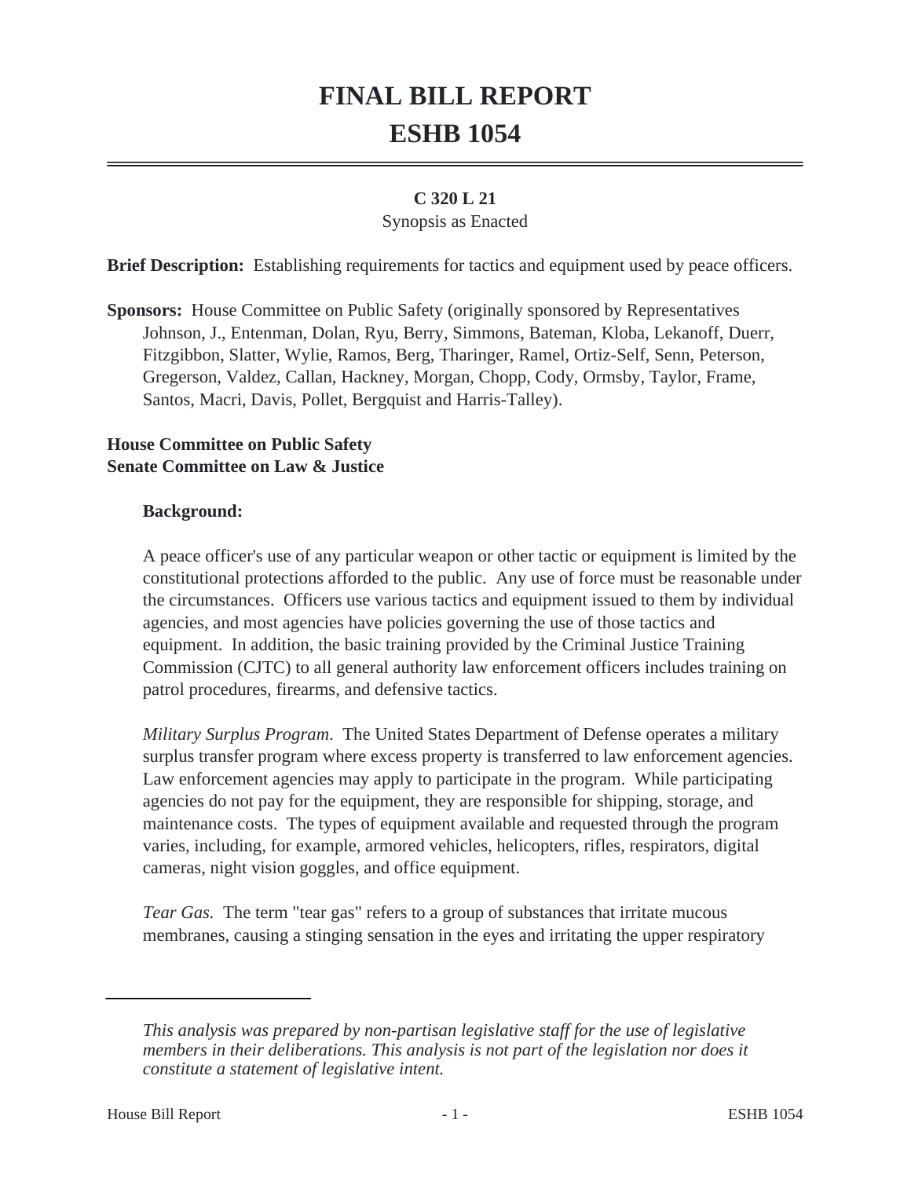# FINAL BILL REPORT

# ESHB 1054

**C 320 L 21**

Synopsis as Enacted

**Brief Description:** Establishing requirements for tactics and equipment used by peace officers.

**Sponsors:** House Committee on Public Safety (originally sponsored by Representatives Johnson, J., Entenman, Dolan, Ryu, Berry, Simmons, Bateman, Kloba, Lekanoff, Duerr, Fitzgibbon, Slatter, Wylie, Ramos, Berg, Tharinger, Ramel, Ortiz-Self, Senn, Peterson, Gregerson, Valdez, Callan, Hackney, Morgan, Chopp, Cody, Ormsby, Taylor, Frame, Santos, Macri, Davis, Pollet, Bergquist and Harris-Talley).

**House Committee on Public Safety**
**Senate Committee on Law & Justice**

**Background:**

A peace officer's use of any particular weapon or other tactic or equipment is limited by the constitutional protections afforded to the public. Any use of force must be reasonable under the circumstances. Officers use various tactics and equipment issued to them by individual agencies, and most agencies have policies governing the use of those tactics and equipment. In addition, the basic training provided by the Criminal Justice Training Commission (CJTC) to all general authority law enforcement officers includes training on patrol procedures, firearms, and defensive tactics.

*Military Surplus Program*. The United States Department of Defense operates a military surplus transfer program where excess property is transferred to law enforcement agencies. Law enforcement agencies may apply to participate in the program. While participating agencies do not pay for the equipment, they are responsible for shipping, storage, and maintenance costs. The types of equipment available and requested through the program varies, including, for example, armored vehicles, helicopters, rifles, respirators, digital cameras, night vision goggles, and office equipment.

*Tear Gas.* The term "tear gas" refers to a group of substances that irritate mucous membranes, causing a stinging sensation in the eyes and irritating the upper respiratory

---

*This analysis was prepared by non-partisan legislative staff for the use of legislative members in their deliberations. This analysis is not part of the legislation nor does it constitute a statement of legislative intent.*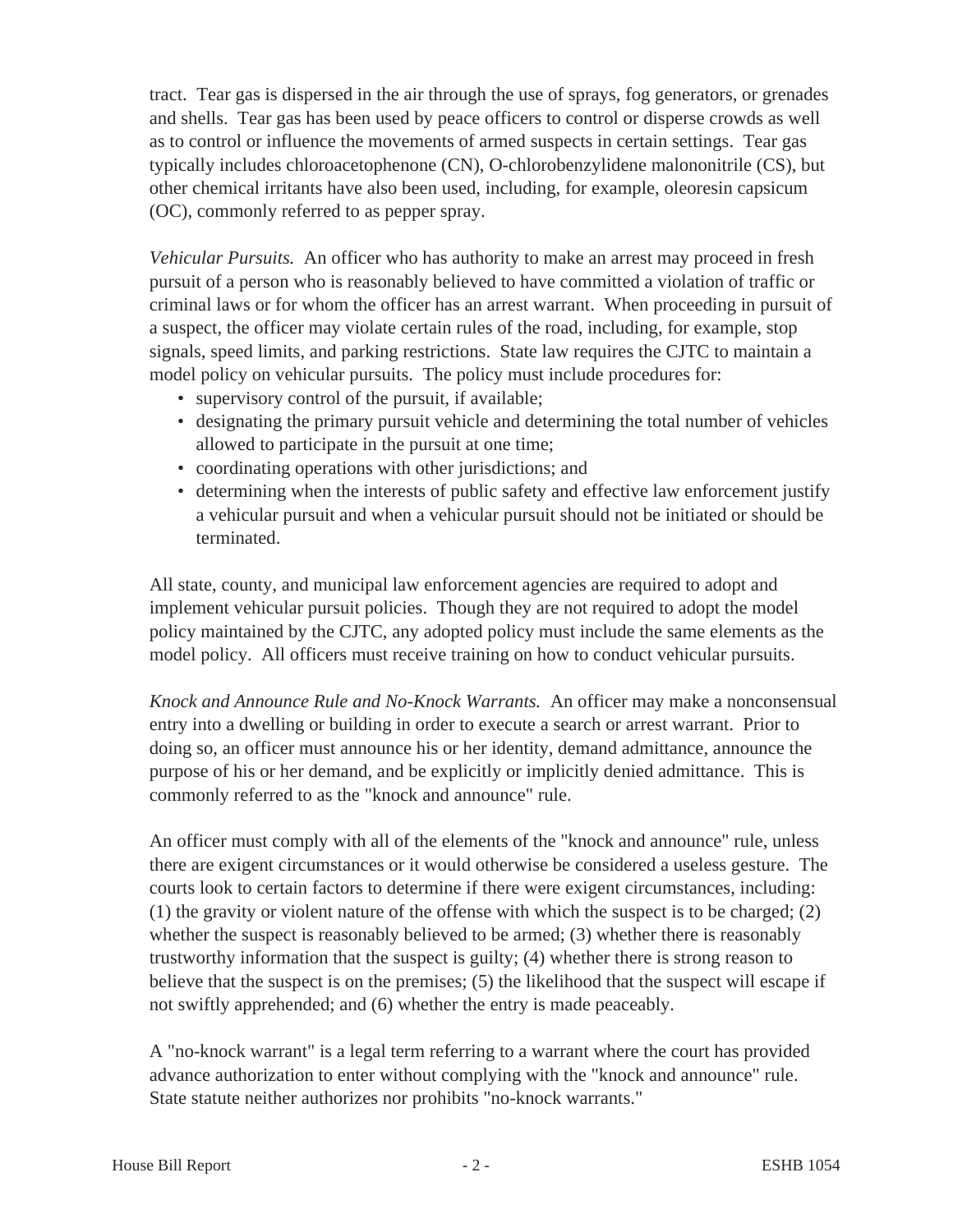tract. Tear gas is dispersed in the air through the use of sprays, fog generators, or grenades and shells. Tear gas has been used by peace officers to control or disperse crowds as well as to control or influence the movements of armed suspects in certain settings. Tear gas typically includes chloroacetophenone (CN), O-chlorobenzylidene malononitrile (CS), but other chemical irritants have also been used, including, for example, oleoresin capsicum (OC), commonly referred to as pepper spray.

*Vehicular Pursuits.* An officer who has authority to make an arrest may proceed in fresh pursuit of a person who is reasonably believed to have committed a violation of traffic or criminal laws or for whom the officer has an arrest warrant. When proceeding in pursuit of a suspect, the officer may violate certain rules of the road, including, for example, stop signals, speed limits, and parking restrictions. State law requires the CJTC to maintain a model policy on vehicular pursuits. The policy must include procedures for:

- supervisory control of the pursuit, if available;
- designating the primary pursuit vehicle and determining the total number of vehicles allowed to participate in the pursuit at one time;
- coordinating operations with other jurisdictions; and
- determining when the interests of public safety and effective law enforcement justify a vehicular pursuit and when a vehicular pursuit should not be initiated or should be terminated.

All state, county, and municipal law enforcement agencies are required to adopt and implement vehicular pursuit policies. Though they are not required to adopt the model policy maintained by the CJTC, any adopted policy must include the same elements as the model policy. All officers must receive training on how to conduct vehicular pursuits.

*Knock and Announce Rule and No-Knock Warrants.* An officer may make a nonconsensual entry into a dwelling or building in order to execute a search or arrest warrant. Prior to doing so, an officer must announce his or her identity, demand admittance, announce the purpose of his or her demand, and be explicitly or implicitly denied admittance. This is commonly referred to as the "knock and announce" rule.

An officer must comply with all of the elements of the "knock and announce" rule, unless there are exigent circumstances or it would otherwise be considered a useless gesture. The courts look to certain factors to determine if there were exigent circumstances, including: (1) the gravity or violent nature of the offense with which the suspect is to be charged; (2) whether the suspect is reasonably believed to be armed; (3) whether there is reasonably trustworthy information that the suspect is guilty; (4) whether there is strong reason to believe that the suspect is on the premises; (5) the likelihood that the suspect will escape if not swiftly apprehended; and (6) whether the entry is made peaceably.

A "no-knock warrant" is a legal term referring to a warrant where the court has provided advance authorization to enter without complying with the "knock and announce" rule. State statute neither authorizes nor prohibits "no-knock warrants."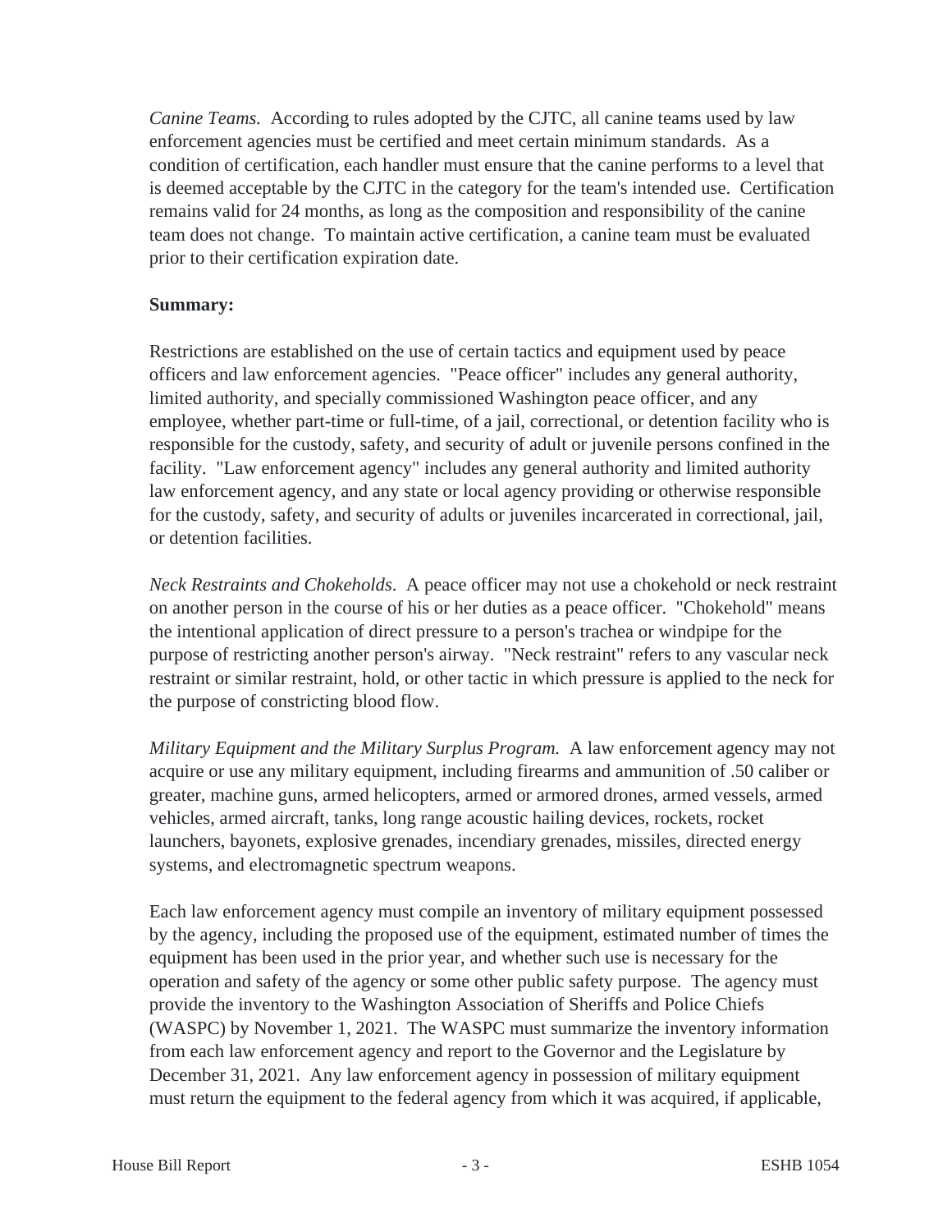*Canine Teams.* According to rules adopted by the CJTC, all canine teams used by law enforcement agencies must be certified and meet certain minimum standards. As a condition of certification, each handler must ensure that the canine performs to a level that is deemed acceptable by the CJTC in the category for the team's intended use. Certification remains valid for 24 months, as long as the composition and responsibility of the canine team does not change. To maintain active certification, a canine team must be evaluated prior to their certification expiration date.

**Summary:**

Restrictions are established on the use of certain tactics and equipment used by peace officers and law enforcement agencies. "Peace officer" includes any general authority, limited authority, and specially commissioned Washington peace officer, and any employee, whether part-time or full-time, of a jail, correctional, or detention facility who is responsible for the custody, safety, and security of adult or juvenile persons confined in the facility. "Law enforcement agency" includes any general authority and limited authority law enforcement agency, and any state or local agency providing or otherwise responsible for the custody, safety, and security of adults or juveniles incarcerated in correctional, jail, or detention facilities.

*Neck Restraints and Chokeholds.* A peace officer may not use a chokehold or neck restraint on another person in the course of his or her duties as a peace officer. "Chokehold" means the intentional application of direct pressure to a person's trachea or windpipe for the purpose of restricting another person's airway. "Neck restraint" refers to any vascular neck restraint or similar restraint, hold, or other tactic in which pressure is applied to the neck for the purpose of constricting blood flow.

*Military Equipment and the Military Surplus Program.* A law enforcement agency may not acquire or use any military equipment, including firearms and ammunition of .50 caliber or greater, machine guns, armed helicopters, armed or armored drones, armed vessels, armed vehicles, armed aircraft, tanks, long range acoustic hailing devices, rockets, rocket launchers, bayonets, explosive grenades, incendiary grenades, missiles, directed energy systems, and electromagnetic spectrum weapons.

Each law enforcement agency must compile an inventory of military equipment possessed by the agency, including the proposed use of the equipment, estimated number of times the equipment has been used in the prior year, and whether such use is necessary for the operation and safety of the agency or some other public safety purpose. The agency must provide the inventory to the Washington Association of Sheriffs and Police Chiefs (WASPC) by November 1, 2021. The WASPC must summarize the inventory information from each law enforcement agency and report to the Governor and the Legislature by December 31, 2021. Any law enforcement agency in possession of military equipment must return the equipment to the federal agency from which it was acquired, if applicable,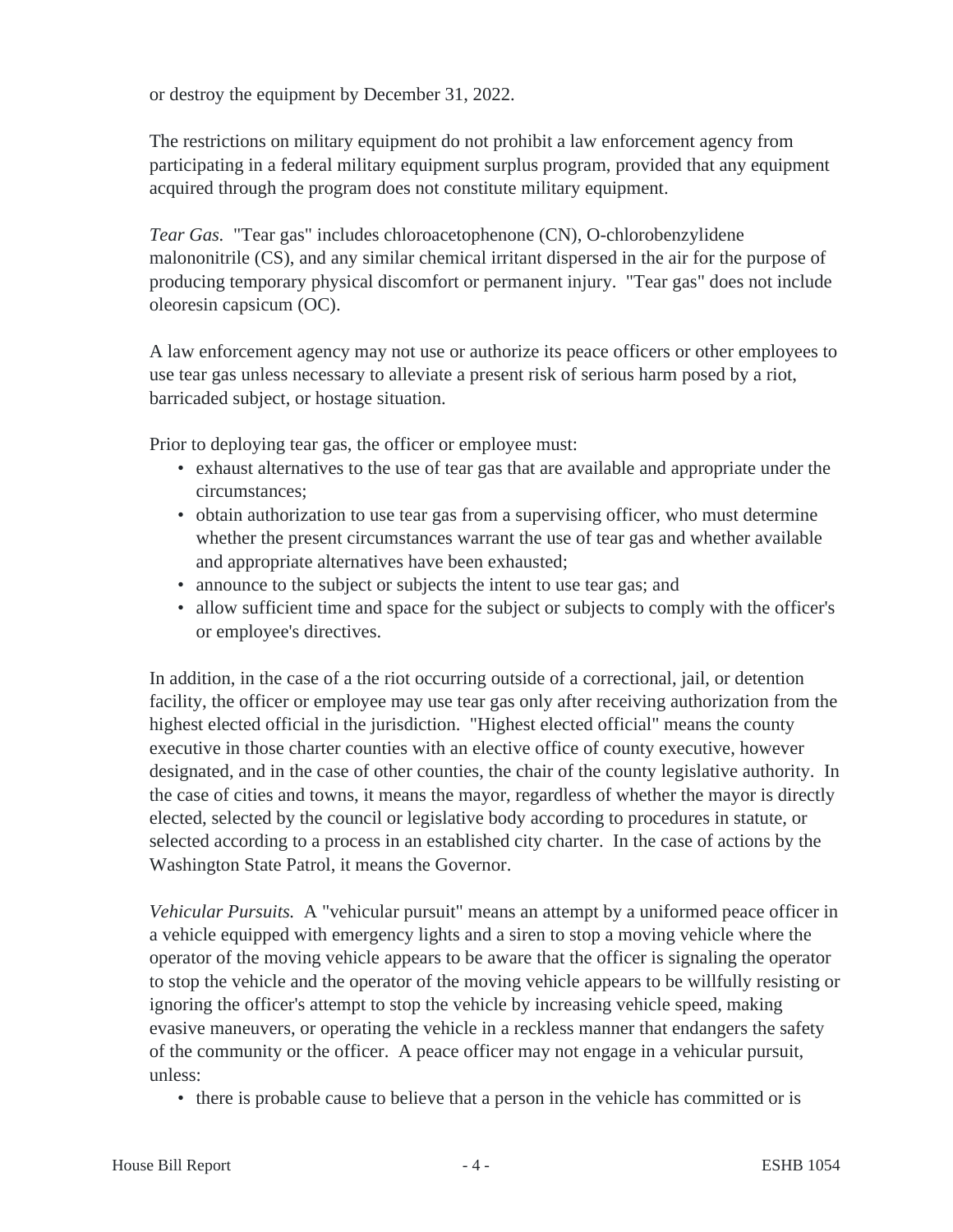or destroy the equipment by December 31, 2022.

The restrictions on military equipment do not prohibit a law enforcement agency from participating in a federal military equipment surplus program, provided that any equipment acquired through the program does not constitute military equipment.

*Tear Gas.* "Tear gas" includes chloroacetophenone (CN), O-chlorobenzylidene malononitrile (CS), and any similar chemical irritant dispersed in the air for the purpose of producing temporary physical discomfort or permanent injury. "Tear gas" does not include oleoresin capsicum (OC).

A law enforcement agency may not use or authorize its peace officers or other employees to use tear gas unless necessary to alleviate a present risk of serious harm posed by a riot, barricaded subject, or hostage situation.

Prior to deploying tear gas, the officer or employee must:

- exhaust alternatives to the use of tear gas that are available and appropriate under the circumstances;
- obtain authorization to use tear gas from a supervising officer, who must determine whether the present circumstances warrant the use of tear gas and whether available and appropriate alternatives have been exhausted;
- announce to the subject or subjects the intent to use tear gas; and
- allow sufficient time and space for the subject or subjects to comply with the officer's or employee's directives.

In addition, in the case of a the riot occurring outside of a correctional, jail, or detention facility, the officer or employee may use tear gas only after receiving authorization from the highest elected official in the jurisdiction. "Highest elected official" means the county executive in those charter counties with an elective office of county executive, however designated, and in the case of other counties, the chair of the county legislative authority. In the case of cities and towns, it means the mayor, regardless of whether the mayor is directly elected, selected by the council or legislative body according to procedures in statute, or selected according to a process in an established city charter. In the case of actions by the Washington State Patrol, it means the Governor.

*Vehicular Pursuits.* A "vehicular pursuit" means an attempt by a uniformed peace officer in a vehicle equipped with emergency lights and a siren to stop a moving vehicle where the operator of the moving vehicle appears to be aware that the officer is signaling the operator to stop the vehicle and the operator of the moving vehicle appears to be willfully resisting or ignoring the officer's attempt to stop the vehicle by increasing vehicle speed, making evasive maneuvers, or operating the vehicle in a reckless manner that endangers the safety of the community or the officer. A peace officer may not engage in a vehicular pursuit, unless:

- there is probable cause to believe that a person in the vehicle has committed or is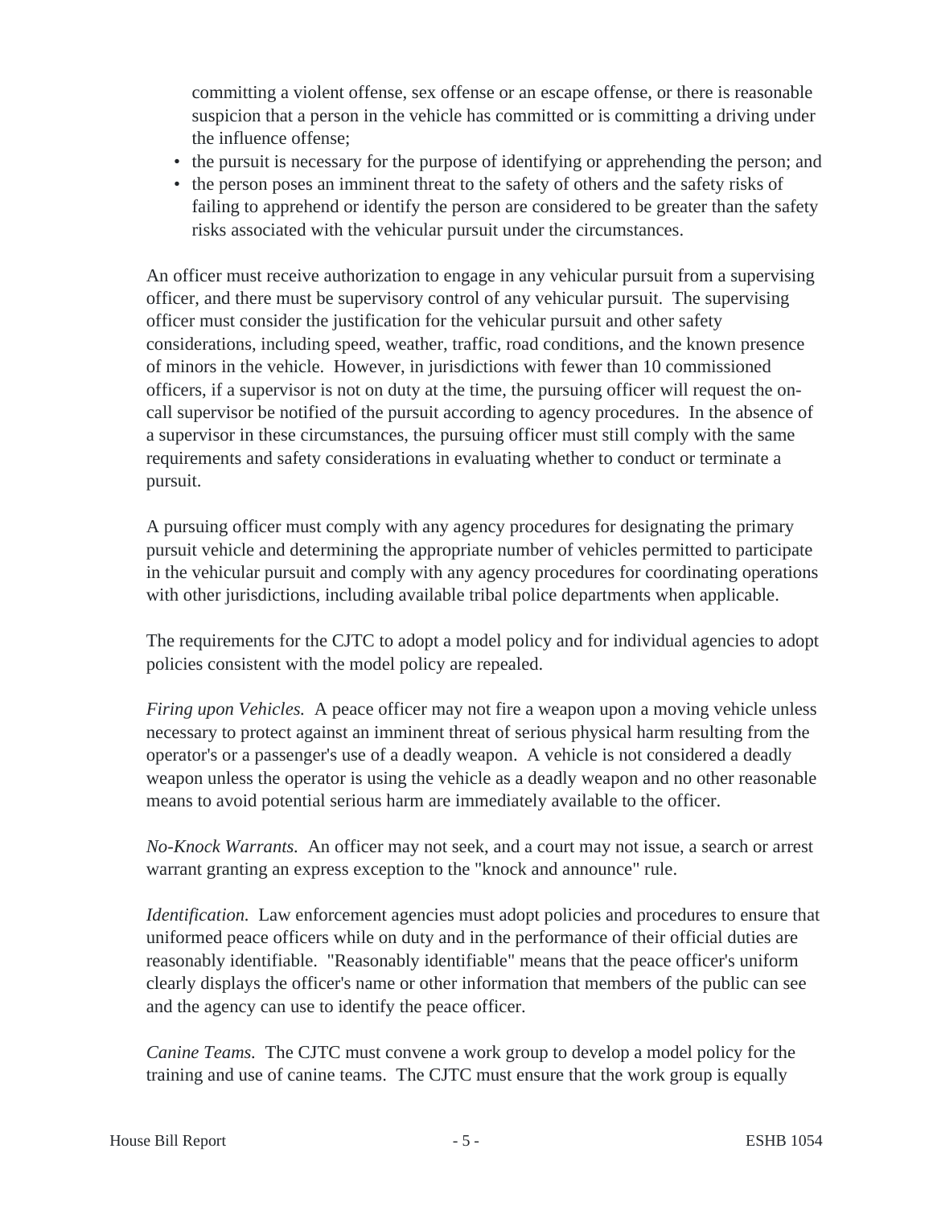committing a violent offense, sex offense or an escape offense, or there is reasonable suspicion that a person in the vehicle has committed or is committing a driving under the influence offense;

- the pursuit is necessary for the purpose of identifying or apprehending the person; and
- the person poses an imminent threat to the safety of others and the safety risks of failing to apprehend or identify the person are considered to be greater than the safety risks associated with the vehicular pursuit under the circumstances.

An officer must receive authorization to engage in any vehicular pursuit from a supervising officer, and there must be supervisory control of any vehicular pursuit. The supervising officer must consider the justification for the vehicular pursuit and other safety considerations, including speed, weather, traffic, road conditions, and the known presence of minors in the vehicle. However, in jurisdictions with fewer than 10 commissioned officers, if a supervisor is not on duty at the time, the pursuing officer will request the on-call supervisor be notified of the pursuit according to agency procedures. In the absence of a supervisor in these circumstances, the pursuing officer must still comply with the same requirements and safety considerations in evaluating whether to conduct or terminate a pursuit.

A pursuing officer must comply with any agency procedures for designating the primary pursuit vehicle and determining the appropriate number of vehicles permitted to participate in the vehicular pursuit and comply with any agency procedures for coordinating operations with other jurisdictions, including available tribal police departments when applicable.

The requirements for the CJTC to adopt a model policy and for individual agencies to adopt policies consistent with the model policy are repealed.

*Firing upon Vehicles.* A peace officer may not fire a weapon upon a moving vehicle unless necessary to protect against an imminent threat of serious physical harm resulting from the operator's or a passenger's use of a deadly weapon. A vehicle is not considered a deadly weapon unless the operator is using the vehicle as a deadly weapon and no other reasonable means to avoid potential serious harm are immediately available to the officer.

*No-Knock Warrants.* An officer may not seek, and a court may not issue, a search or arrest warrant granting an express exception to the "knock and announce" rule.

*Identification.* Law enforcement agencies must adopt policies and procedures to ensure that uniformed peace officers while on duty and in the performance of their official duties are reasonably identifiable. "Reasonably identifiable" means that the peace officer's uniform clearly displays the officer's name or other information that members of the public can see and the agency can use to identify the peace officer.

*Canine Teams.* The CJTC must convene a work group to develop a model policy for the training and use of canine teams. The CJTC must ensure that the work group is equally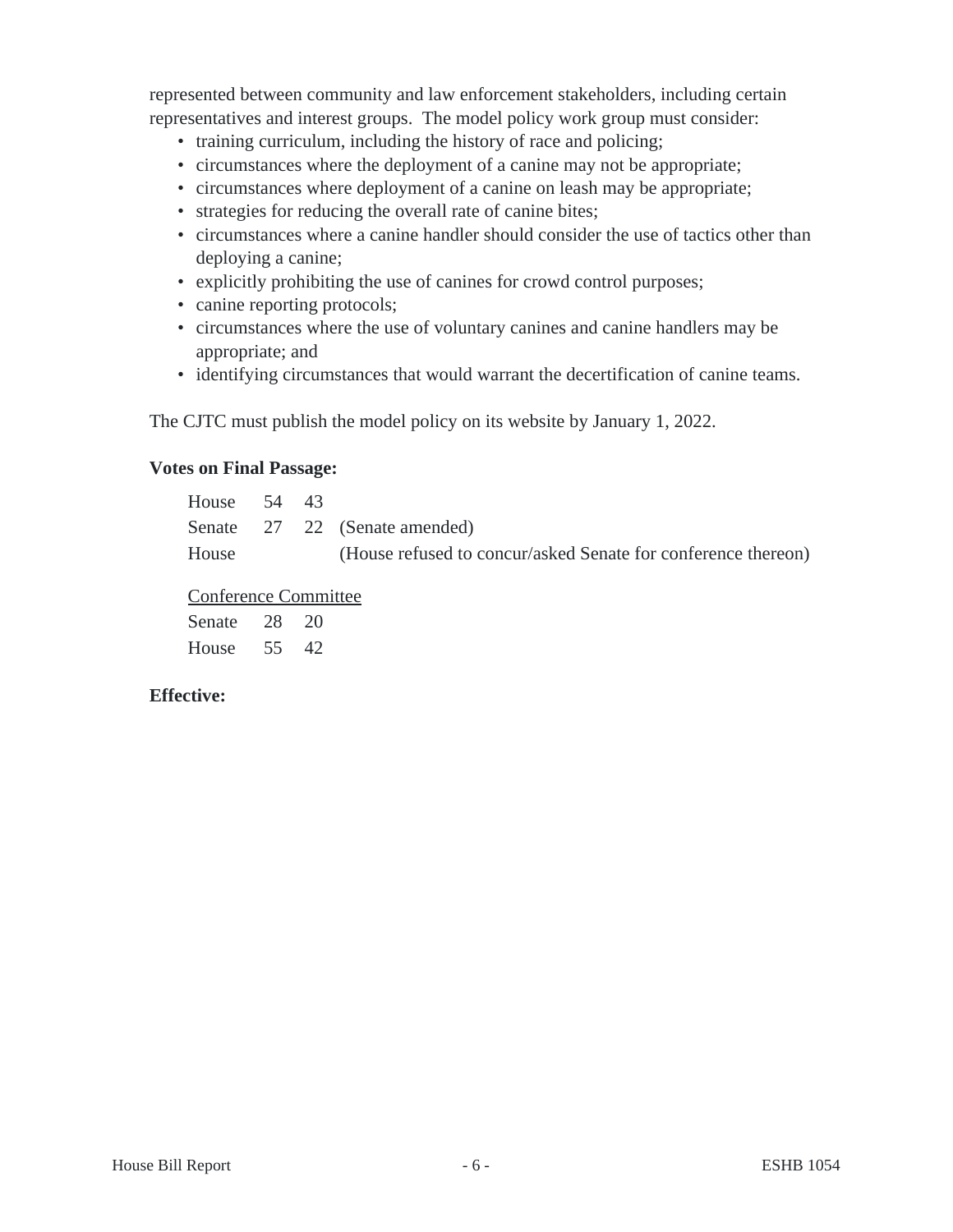represented between community and law enforcement stakeholders, including certain representatives and interest groups. The model policy work group must consider:

- training curriculum, including the history of race and policing;
- circumstances where the deployment of a canine may not be appropriate;
- circumstances where deployment of a canine on leash may be appropriate;
- strategies for reducing the overall rate of canine bites;
- circumstances where a canine handler should consider the use of tactics other than deploying a canine;
- explicitly prohibiting the use of canines for crowd control purposes;
- canine reporting protocols;
- circumstances where the use of voluntary canines and canine handlers may be appropriate; and
- identifying circumstances that would warrant the decertification of canine teams.

The CJTC must publish the model policy on its website by January 1, 2022.

**Votes on Final Passage:**

| | | | |
|---|---|---|---|
| House | 54 | 43 | |
| Senate | 27 | 22 | (Senate amended) |
| House | | | (House refused to concur/asked Senate for conference thereon) |

Conference Committee

| | | |
|---|---|---|
| Senate | 28 | 20 |
| House | 55 | 42 |

**Effective:**